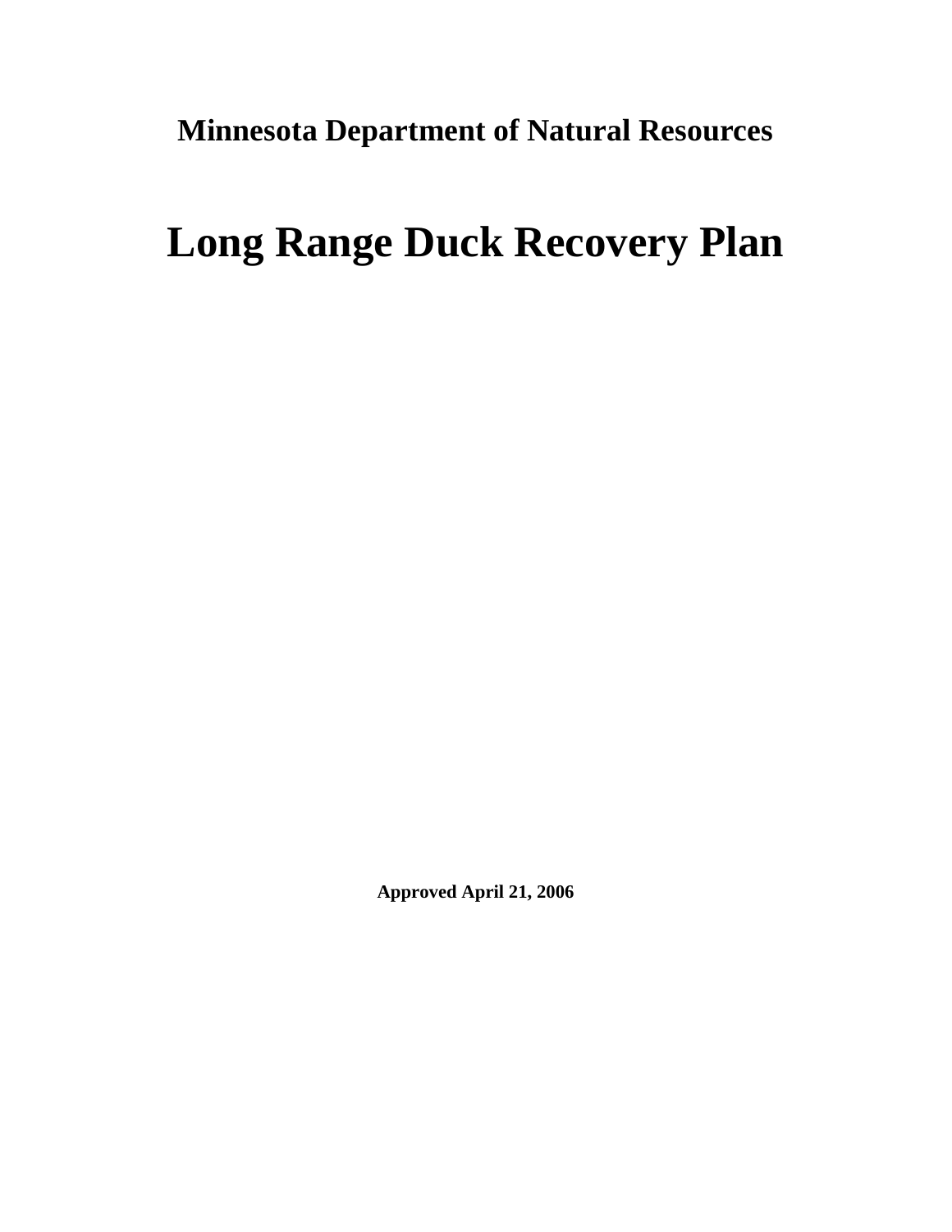**Minnesota Department of Natural Resources**

# Long Range Duck Recovery Plan

**Approved April 21, 2006**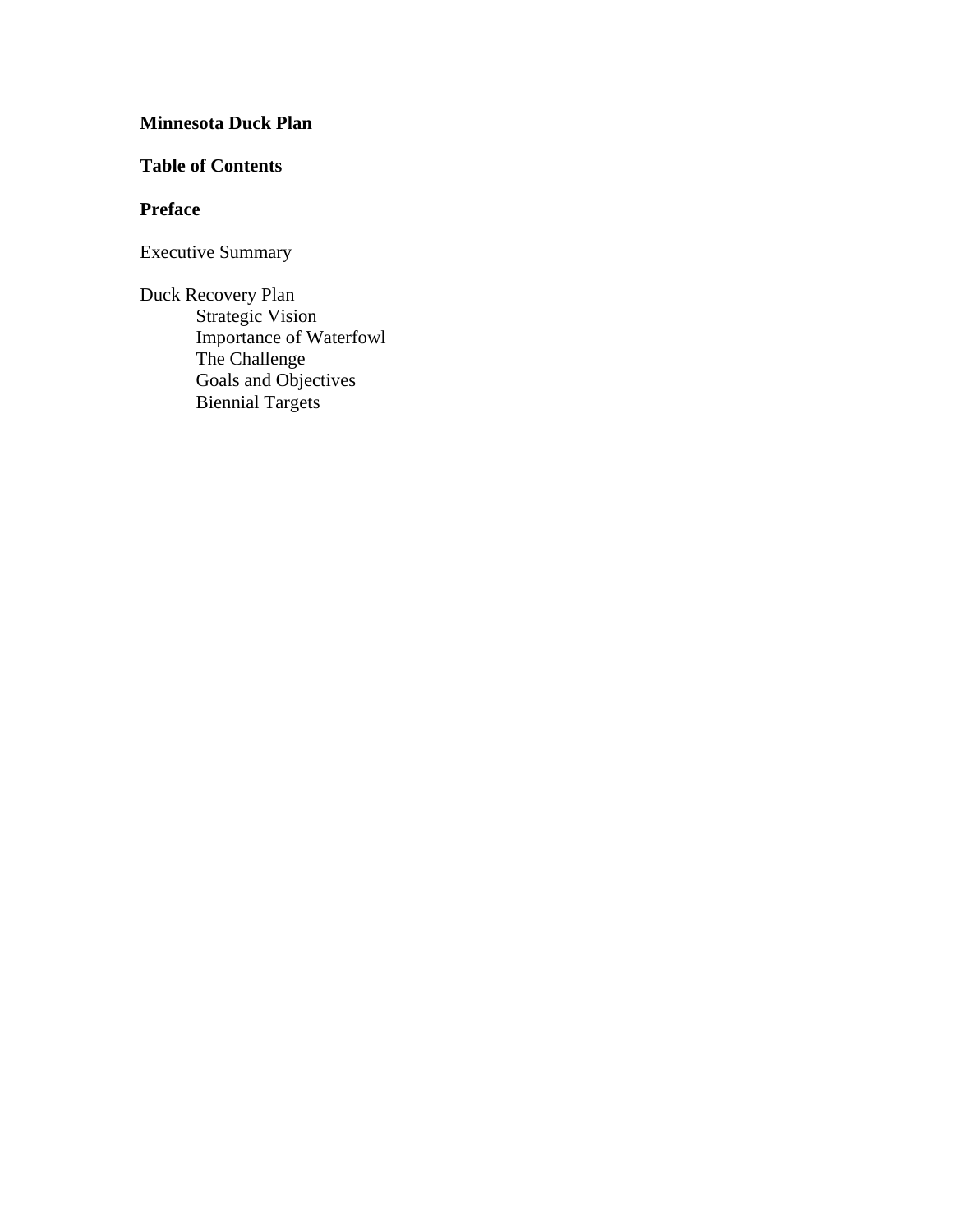**Minnesota Duck Plan**

**Table of Contents**

**Preface**

Executive Summary

Duck Recovery Plan
- Strategic Vision
- Importance of Waterfowl
- The Challenge
- Goals and Objectives
- Biennial Targets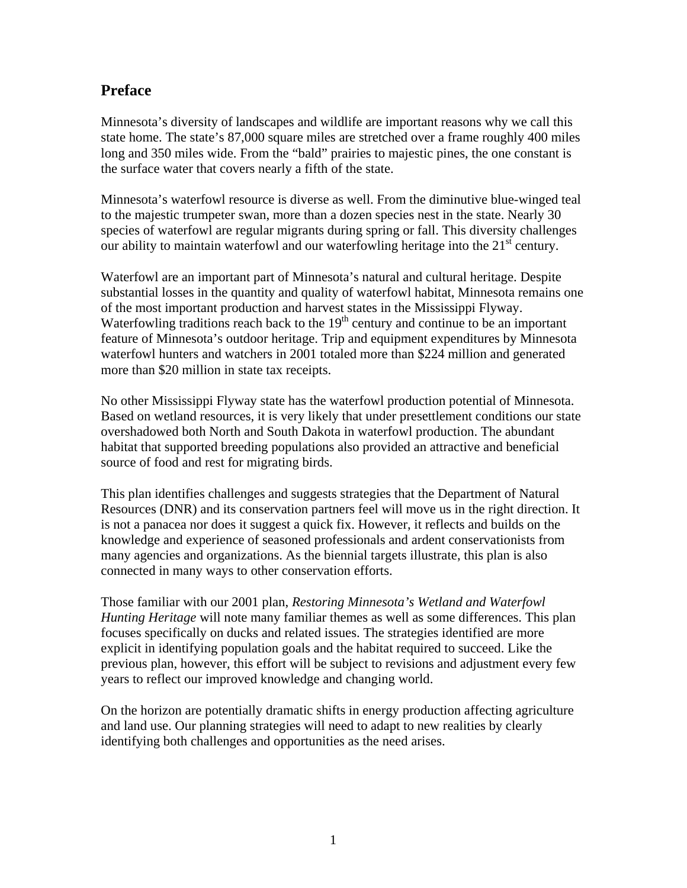## Preface

Minnesota's diversity of landscapes and wildlife are important reasons why we call this state home. The state's 87,000 square miles are stretched over a frame roughly 400 miles long and 350 miles wide. From the "bald" prairies to majestic pines, the one constant is the surface water that covers nearly a fifth of the state.

Minnesota's waterfowl resource is diverse as well. From the diminutive blue-winged teal to the majestic trumpeter swan, more than a dozen species nest in the state. Nearly 30 species of waterfowl are regular migrants during spring or fall. This diversity challenges our ability to maintain waterfowl and our waterfowling heritage into the 21st century.

Waterfowl are an important part of Minnesota's natural and cultural heritage. Despite substantial losses in the quantity and quality of waterfowl habitat, Minnesota remains one of the most important production and harvest states in the Mississippi Flyway. Waterfowling traditions reach back to the 19th century and continue to be an important feature of Minnesota's outdoor heritage. Trip and equipment expenditures by Minnesota waterfowl hunters and watchers in 2001 totaled more than $224 million and generated more than $20 million in state tax receipts.

No other Mississippi Flyway state has the waterfowl production potential of Minnesota. Based on wetland resources, it is very likely that under presettlement conditions our state overshadowed both North and South Dakota in waterfowl production. The abundant habitat that supported breeding populations also provided an attractive and beneficial source of food and rest for migrating birds.

This plan identifies challenges and suggests strategies that the Department of Natural Resources (DNR) and its conservation partners feel will move us in the right direction. It is not a panacea nor does it suggest a quick fix. However, it reflects and builds on the knowledge and experience of seasoned professionals and ardent conservationists from many agencies and organizations. As the biennial targets illustrate, this plan is also connected in many ways to other conservation efforts.

Those familiar with our 2001 plan, *Restoring Minnesota's Wetland and Waterfowl Hunting Heritage* will note many familiar themes as well as some differences. This plan focuses specifically on ducks and related issues. The strategies identified are more explicit in identifying population goals and the habitat required to succeed. Like the previous plan, however, this effort will be subject to revisions and adjustment every few years to reflect our improved knowledge and changing world.

On the horizon are potentially dramatic shifts in energy production affecting agriculture and land use. Our planning strategies will need to adapt to new realities by clearly identifying both challenges and opportunities as the need arises.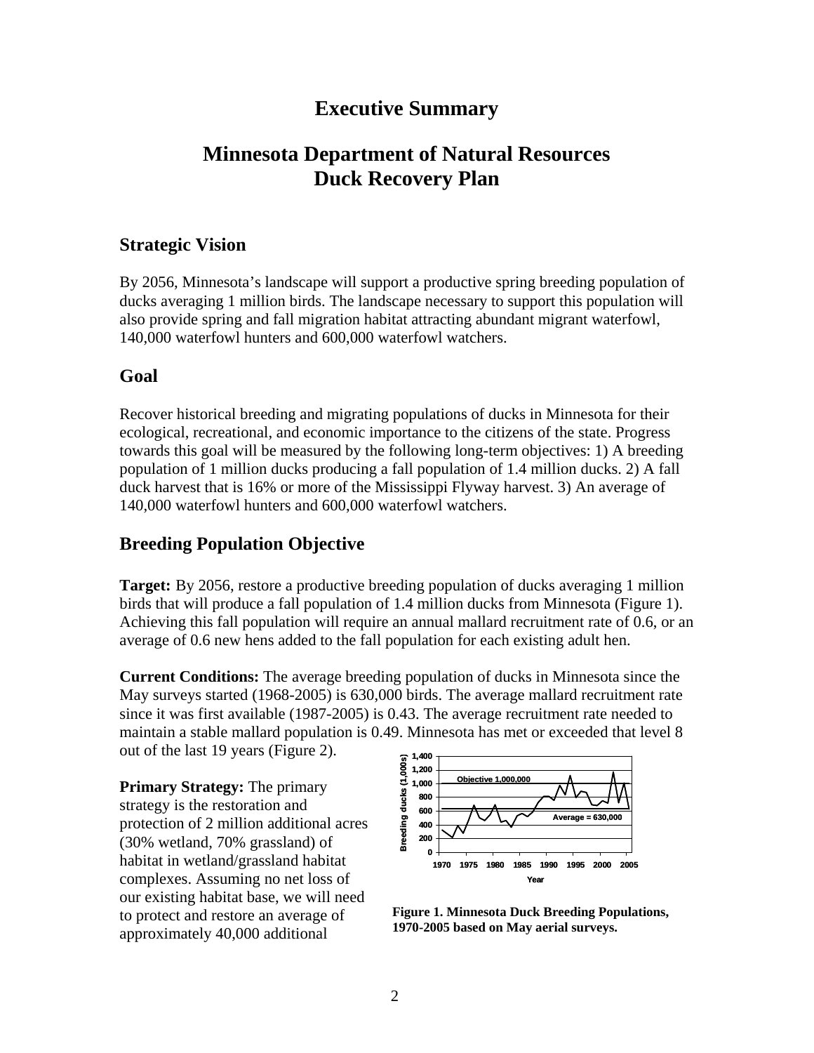# Executive Summary

# Minnesota Department of Natural Resources Duck Recovery Plan

## Strategic Vision

By 2056, Minnesota's landscape will support a productive spring breeding population of ducks averaging 1 million birds. The landscape necessary to support this population will also provide spring and fall migration habitat attracting abundant migrant waterfowl, 140,000 waterfowl hunters and 600,000 waterfowl watchers.

## Goal

Recover historical breeding and migrating populations of ducks in Minnesota for their ecological, recreational, and economic importance to the citizens of the state. Progress towards this goal will be measured by the following long-term objectives: 1) A breeding population of 1 million ducks producing a fall population of 1.4 million ducks. 2) A fall duck harvest that is 16% or more of the Mississippi Flyway harvest. 3) An average of 140,000 waterfowl hunters and 600,000 waterfowl watchers.

## Breeding Population Objective

**Target:** By 2056, restore a productive breeding population of ducks averaging 1 million birds that will produce a fall population of 1.4 million ducks from Minnesota (Figure 1). Achieving this fall population will require an annual mallard recruitment rate of 0.6, or an average of 0.6 new hens added to the fall population for each existing adult hen.

**Current Conditions:** The average breeding population of ducks in Minnesota since the May surveys started (1968-2005) is 630,000 birds. The average mallard recruitment rate since it was first available (1987-2005) is 0.43. The average recruitment rate needed to maintain a stable mallard population is 0.49. Minnesota has met or exceeded that level 8 out of the last 19 years (Figure 2).

**Primary Strategy:** The primary strategy is the restoration and protection of 2 million additional acres (30% wetland, 70% grassland) of habitat in wetland/grassland habitat complexes. Assuming no net loss of our existing habitat base, we will need to protect and restore an average of approximately 40,000 additional

**Figure 1. Minnesota Duck Breeding Populations, 1970-2005 based on May aerial surveys.**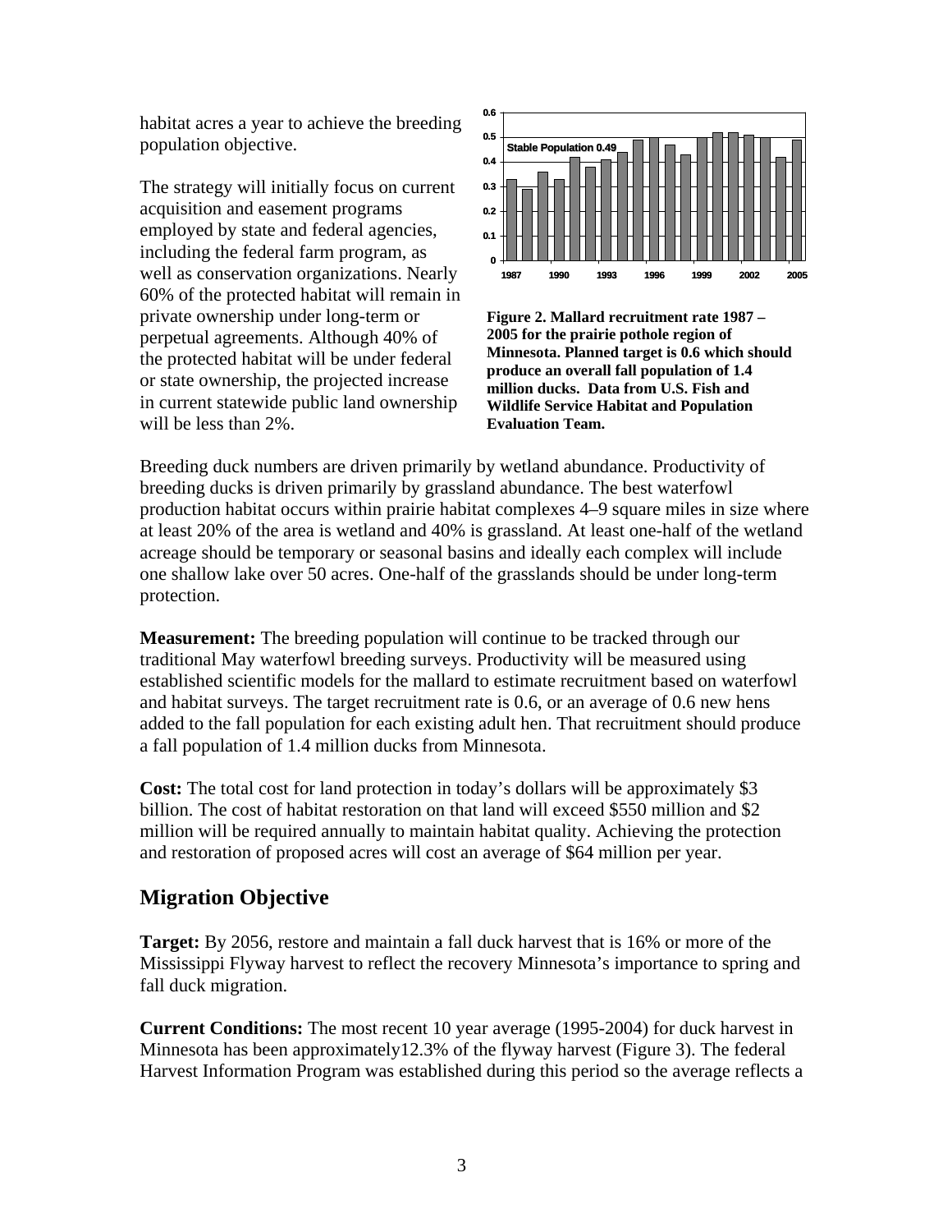habitat acres a year to achieve the breeding population objective.

The strategy will initially focus on current acquisition and easement programs employed by state and federal agencies, including the federal farm program, as well as conservation organizations. Nearly 60% of the protected habitat will remain in private ownership under long-term or perpetual agreements. Although 40% of the protected habitat will be under federal or state ownership, the projected increase in current statewide public land ownership will be less than 2%.

**Figure 2. Mallard recruitment rate 1987 – 2005 for the prairie pothole region of Minnesota. Planned target is 0.6 which should produce an overall fall population of 1.4 million ducks. Data from U.S. Fish and Wildlife Service Habitat and Population Evaluation Team.**

Breeding duck numbers are driven primarily by wetland abundance. Productivity of breeding ducks is driven primarily by grassland abundance. The best waterfowl production habitat occurs within prairie habitat complexes 4–9 square miles in size where at least 20% of the area is wetland and 40% is grassland. At least one-half of the wetland acreage should be temporary or seasonal basins and ideally each complex will include one shallow lake over 50 acres. One-half of the grasslands should be under long-term protection.

**Measurement:** The breeding population will continue to be tracked through our traditional May waterfowl breeding surveys. Productivity will be measured using established scientific models for the mallard to estimate recruitment based on waterfowl and habitat surveys. The target recruitment rate is 0.6, or an average of 0.6 new hens added to the fall population for each existing adult hen. That recruitment should produce a fall population of 1.4 million ducks from Minnesota.

**Cost:** The total cost for land protection in today's dollars will be approximately $3 billion. The cost of habitat restoration on that land will exceed $550 million and $2 million will be required annually to maintain habitat quality. Achieving the protection and restoration of proposed acres will cost an average of $64 million per year.

## Migration Objective

**Target:** By 2056, restore and maintain a fall duck harvest that is 16% or more of the Mississippi Flyway harvest to reflect the recovery Minnesota's importance to spring and fall duck migration.

**Current Conditions:** The most recent 10 year average (1995-2004) for duck harvest in Minnesota has been approximately12.3% of the flyway harvest (Figure 3). The federal Harvest Information Program was established during this period so the average reflects a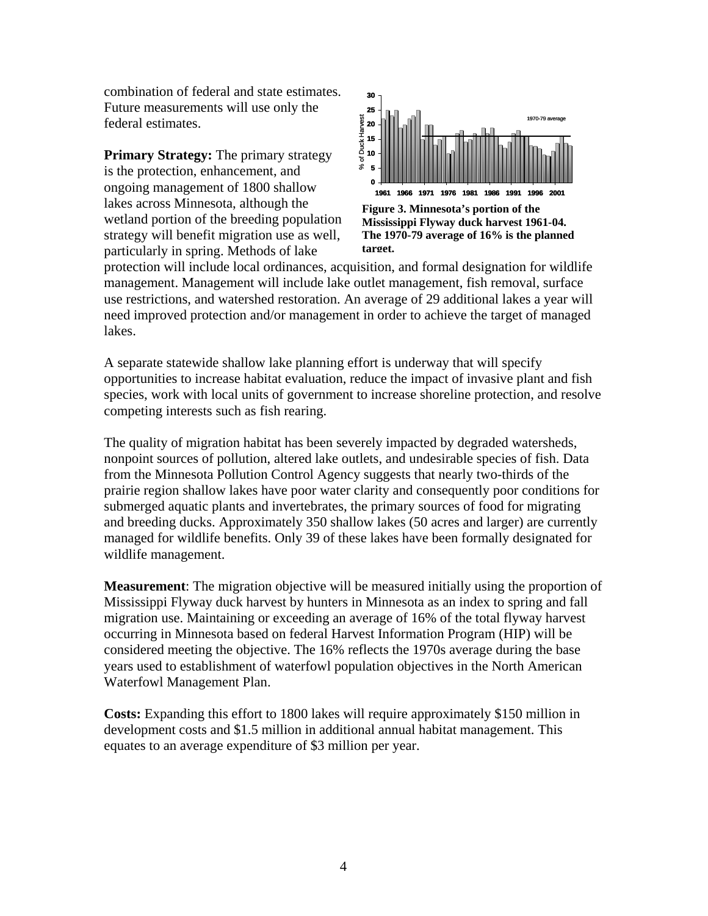combination of federal and state estimates. Future measurements will use only the federal estimates.

Figure 3. Minnesota's portion of the Mississippi Flyway duck harvest 1961-04. The 1970-79 average of 16% is the planned target.

**Primary Strategy:** The primary strategy is the protection, enhancement, and ongoing management of 1800 shallow lakes across Minnesota, although the wetland portion of the breeding population strategy will benefit migration use as well, particularly in spring. Methods of lake protection will include local ordinances, acquisition, and formal designation for wildlife management. Management will include lake outlet management, fish removal, surface use restrictions, and watershed restoration. An average of 29 additional lakes a year will need improved protection and/or management in order to achieve the target of managed lakes.

A separate statewide shallow lake planning effort is underway that will specify opportunities to increase habitat evaluation, reduce the impact of invasive plant and fish species, work with local units of government to increase shoreline protection, and resolve competing interests such as fish rearing.

The quality of migration habitat has been severely impacted by degraded watersheds, nonpoint sources of pollution, altered lake outlets, and undesirable species of fish. Data from the Minnesota Pollution Control Agency suggests that nearly two-thirds of the prairie region shallow lakes have poor water clarity and consequently poor conditions for submerged aquatic plants and invertebrates, the primary sources of food for migrating and breeding ducks. Approximately 350 shallow lakes (50 acres and larger) are currently managed for wildlife benefits. Only 39 of these lakes have been formally designated for wildlife management.

**Measurement**: The migration objective will be measured initially using the proportion of Mississippi Flyway duck harvest by hunters in Minnesota as an index to spring and fall migration use. Maintaining or exceeding an average of 16% of the total flyway harvest occurring in Minnesota based on federal Harvest Information Program (HIP) will be considered meeting the objective. The 16% reflects the 1970s average during the base years used to establishment of waterfowl population objectives in the North American Waterfowl Management Plan.

**Costs:** Expanding this effort to 1800 lakes will require approximately $150 million in development costs and $1.5 million in additional annual habitat management. This equates to an average expenditure of $3 million per year.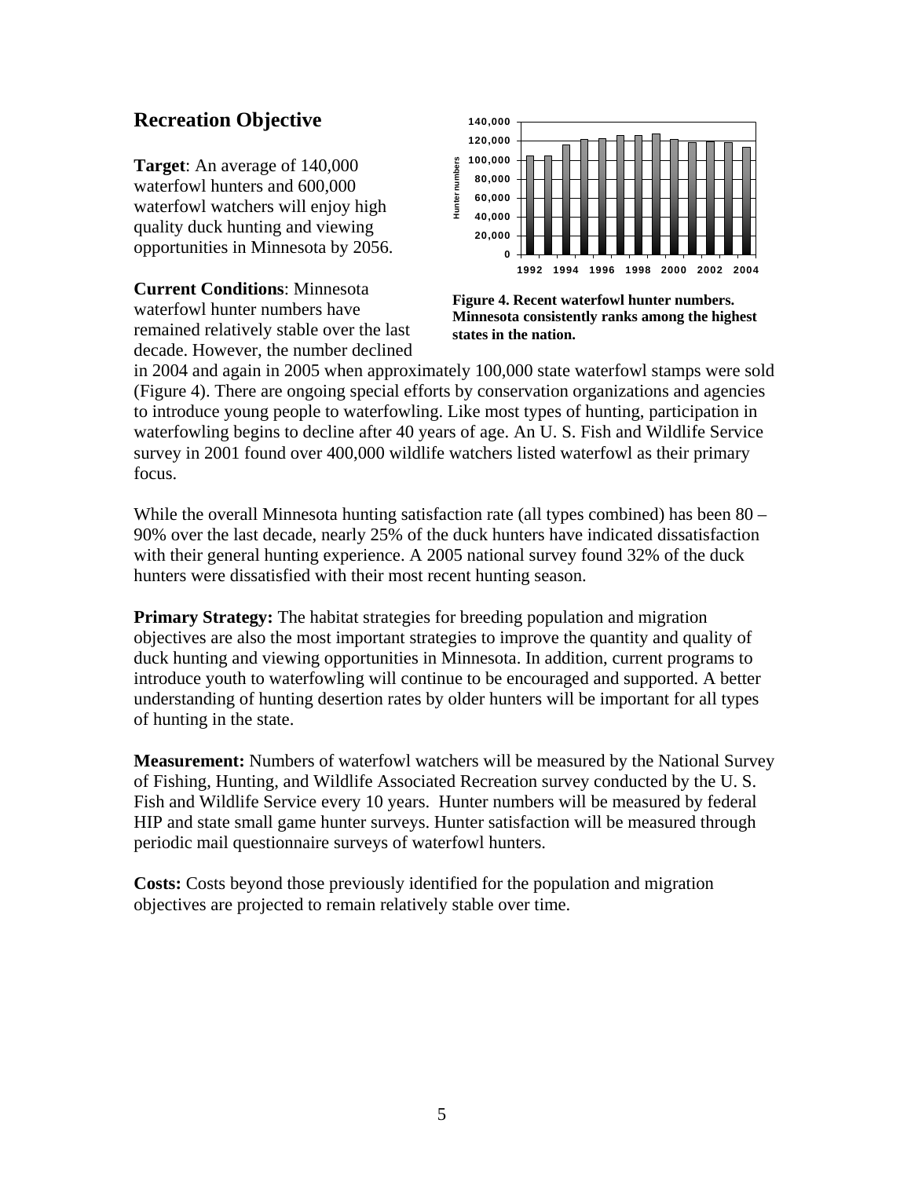## Recreation Objective

**Target**: An average of 140,000 waterfowl hunters and 600,000 waterfowl watchers will enjoy high quality duck hunting and viewing opportunities in Minnesota by 2056.

**Figure 4. Recent waterfowl hunter numbers. Minnesota consistently ranks among the highest states in the nation.**

**Current Conditions**: Minnesota waterfowl hunter numbers have remained relatively stable over the last decade. However, the number declined in 2004 and again in 2005 when approximately 100,000 state waterfowl stamps were sold (Figure 4). There are ongoing special efforts by conservation organizations and agencies to introduce young people to waterfowling. Like most types of hunting, participation in waterfowling begins to decline after 40 years of age. An U. S. Fish and Wildlife Service survey in 2001 found over 400,000 wildlife watchers listed waterfowl as their primary focus.

While the overall Minnesota hunting satisfaction rate (all types combined) has been 80 – 90% over the last decade, nearly 25% of the duck hunters have indicated dissatisfaction with their general hunting experience. A 2005 national survey found 32% of the duck hunters were dissatisfied with their most recent hunting season.

**Primary Strategy:** The habitat strategies for breeding population and migration objectives are also the most important strategies to improve the quantity and quality of duck hunting and viewing opportunities in Minnesota. In addition, current programs to introduce youth to waterfowling will continue to be encouraged and supported. A better understanding of hunting desertion rates by older hunters will be important for all types of hunting in the state.

**Measurement:** Numbers of waterfowl watchers will be measured by the National Survey of Fishing, Hunting, and Wildlife Associated Recreation survey conducted by the U. S. Fish and Wildlife Service every 10 years. Hunter numbers will be measured by federal HIP and state small game hunter surveys. Hunter satisfaction will be measured through periodic mail questionnaire surveys of waterfowl hunters.

**Costs:** Costs beyond those previously identified for the population and migration objectives are projected to remain relatively stable over time.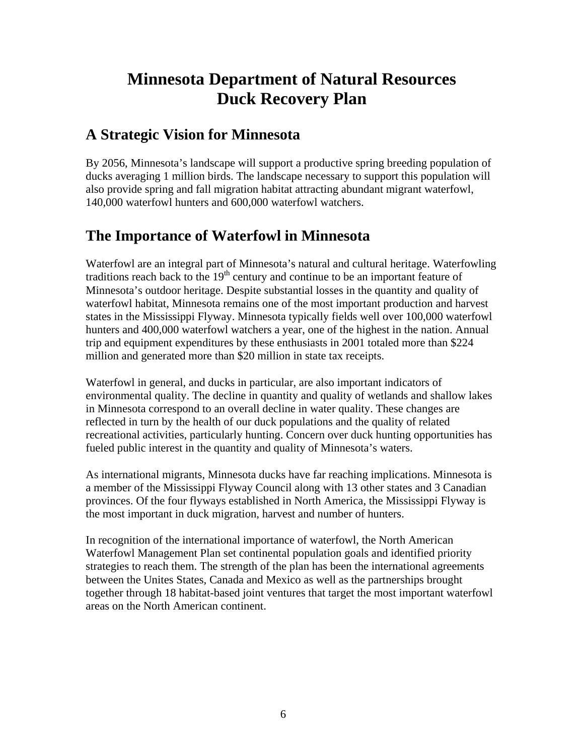# Minnesota Department of Natural Resources
# Duck Recovery Plan

## A Strategic Vision for Minnesota

By 2056, Minnesota's landscape will support a productive spring breeding population of ducks averaging 1 million birds. The landscape necessary to support this population will also provide spring and fall migration habitat attracting abundant migrant waterfowl, 140,000 waterfowl hunters and 600,000 waterfowl watchers.

## The Importance of Waterfowl in Minnesota

Waterfowl are an integral part of Minnesota's natural and cultural heritage. Waterfowling traditions reach back to the 19th century and continue to be an important feature of Minnesota's outdoor heritage. Despite substantial losses in the quantity and quality of waterfowl habitat, Minnesota remains one of the most important production and harvest states in the Mississippi Flyway. Minnesota typically fields well over 100,000 waterfowl hunters and 400,000 waterfowl watchers a year, one of the highest in the nation. Annual trip and equipment expenditures by these enthusiasts in 2001 totaled more than $224 million and generated more than $20 million in state tax receipts.

Waterfowl in general, and ducks in particular, are also important indicators of environmental quality. The decline in quantity and quality of wetlands and shallow lakes in Minnesota correspond to an overall decline in water quality. These changes are reflected in turn by the health of our duck populations and the quality of related recreational activities, particularly hunting. Concern over duck hunting opportunities has fueled public interest in the quantity and quality of Minnesota's waters.

As international migrants, Minnesota ducks have far reaching implications. Minnesota is a member of the Mississippi Flyway Council along with 13 other states and 3 Canadian provinces. Of the four flyways established in North America, the Mississippi Flyway is the most important in duck migration, harvest and number of hunters.

In recognition of the international importance of waterfowl, the North American Waterfowl Management Plan set continental population goals and identified priority strategies to reach them. The strength of the plan has been the international agreements between the Unites States, Canada and Mexico as well as the partnerships brought together through 18 habitat-based joint ventures that target the most important waterfowl areas on the North American continent.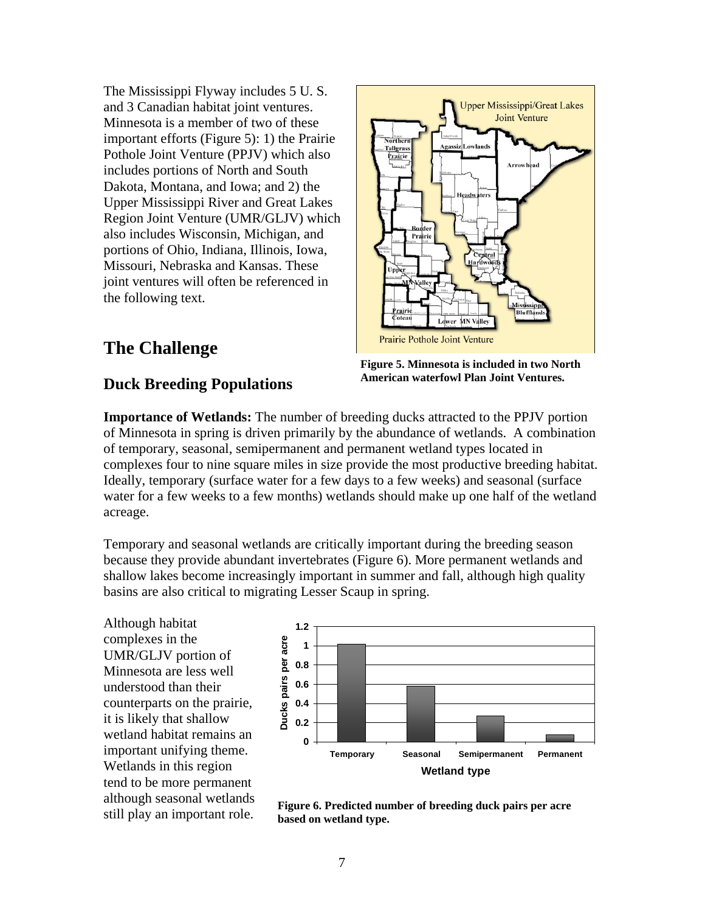The Mississippi Flyway includes 5 U. S. and 3 Canadian habitat joint ventures. Minnesota is a member of two of these important efforts (Figure 5): 1) the Prairie Pothole Joint Venture (PPJV) which also includes portions of North and South Dakota, Montana, and Iowa; and 2) the Upper Mississippi River and Great Lakes Region Joint Venture (UMR/GLJV) which also includes Wisconsin, Michigan, and portions of Ohio, Indiana, Illinois, Iowa, Missouri, Nebraska and Kansas. These joint ventures will often be referenced in the following text.

**Figure 5. Minnesota is included in two North American waterfowl Plan Joint Ventures.**

## The Challenge

### Duck Breeding Populations

**Importance of Wetlands:** The number of breeding ducks attracted to the PPJV portion of Minnesota in spring is driven primarily by the abundance of wetlands. A combination of temporary, seasonal, semipermanent and permanent wetland types located in complexes four to nine square miles in size provide the most productive breeding habitat. Ideally, temporary (surface water for a few days to a few weeks) and seasonal (surface water for a few weeks to a few months) wetlands should make up one half of the wetland acreage.

Temporary and seasonal wetlands are critically important during the breeding season because they provide abundant invertebrates (Figure 6). More permanent wetlands and shallow lakes become increasingly important in summer and fall, although high quality basins are also critical to migrating Lesser Scaup in spring.

Although habitat complexes in the UMR/GLJV portion of Minnesota are less well understood than their counterparts on the prairie, it is likely that shallow wetland habitat remains an important unifying theme. Wetlands in this region tend to be more permanent although seasonal wetlands still play an important role.

**Figure 6. Predicted number of breeding duck pairs per acre based on wetland type.**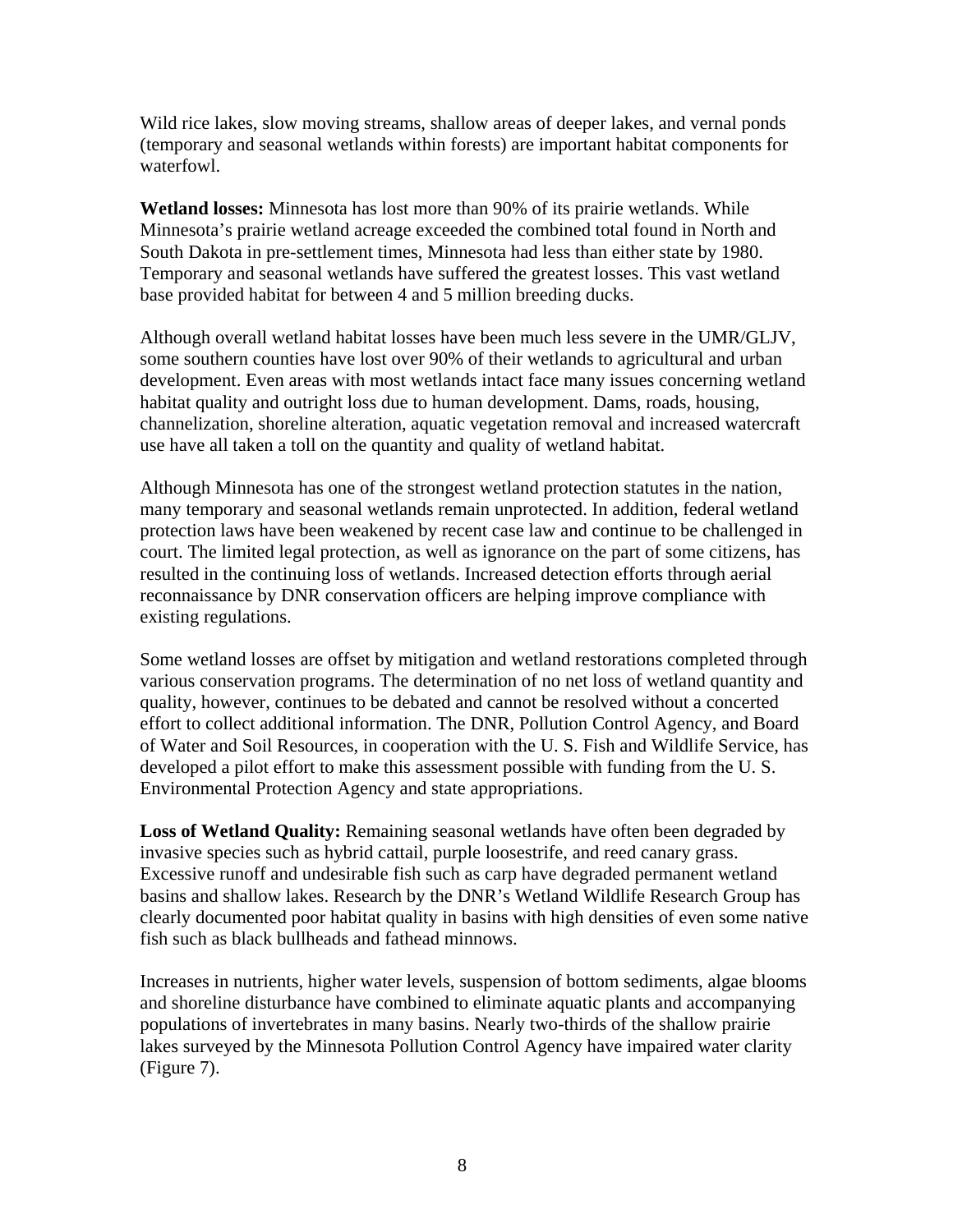Wild rice lakes, slow moving streams, shallow areas of deeper lakes, and vernal ponds (temporary and seasonal wetlands within forests) are important habitat components for waterfowl.

**Wetland losses:** Minnesota has lost more than 90% of its prairie wetlands. While Minnesota's prairie wetland acreage exceeded the combined total found in North and South Dakota in pre-settlement times, Minnesota had less than either state by 1980. Temporary and seasonal wetlands have suffered the greatest losses. This vast wetland base provided habitat for between 4 and 5 million breeding ducks.

Although overall wetland habitat losses have been much less severe in the UMR/GLJV, some southern counties have lost over 90% of their wetlands to agricultural and urban development. Even areas with most wetlands intact face many issues concerning wetland habitat quality and outright loss due to human development. Dams, roads, housing, channelization, shoreline alteration, aquatic vegetation removal and increased watercraft use have all taken a toll on the quantity and quality of wetland habitat.

Although Minnesota has one of the strongest wetland protection statutes in the nation, many temporary and seasonal wetlands remain unprotected. In addition, federal wetland protection laws have been weakened by recent case law and continue to be challenged in court. The limited legal protection, as well as ignorance on the part of some citizens, has resulted in the continuing loss of wetlands. Increased detection efforts through aerial reconnaissance by DNR conservation officers are helping improve compliance with existing regulations.

Some wetland losses are offset by mitigation and wetland restorations completed through various conservation programs. The determination of no net loss of wetland quantity and quality, however, continues to be debated and cannot be resolved without a concerted effort to collect additional information. The DNR, Pollution Control Agency, and Board of Water and Soil Resources, in cooperation with the U. S. Fish and Wildlife Service, has developed a pilot effort to make this assessment possible with funding from the U. S. Environmental Protection Agency and state appropriations.

**Loss of Wetland Quality:** Remaining seasonal wetlands have often been degraded by invasive species such as hybrid cattail, purple loosestrife, and reed canary grass. Excessive runoff and undesirable fish such as carp have degraded permanent wetland basins and shallow lakes. Research by the DNR's Wetland Wildlife Research Group has clearly documented poor habitat quality in basins with high densities of even some native fish such as black bullheads and fathead minnows.

Increases in nutrients, higher water levels, suspension of bottom sediments, algae blooms and shoreline disturbance have combined to eliminate aquatic plants and accompanying populations of invertebrates in many basins. Nearly two-thirds of the shallow prairie lakes surveyed by the Minnesota Pollution Control Agency have impaired water clarity (Figure 7).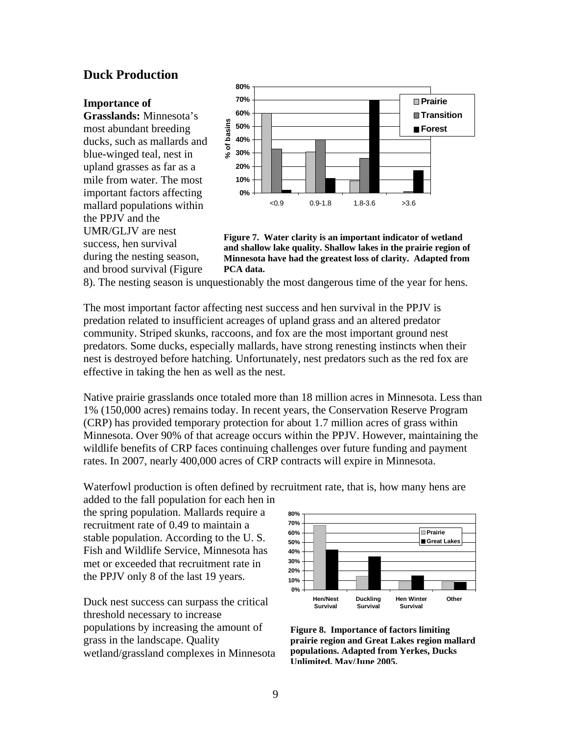## Duck Production

**Importance of Grasslands:** Minnesota's most abundant breeding ducks, such as mallards and blue-winged teal, nest in upland grasses as far as a mile from water. The most important factors affecting mallard populations within the PPJV and the UMR/GLJV are nest success, hen survival during the nesting season, and brood survival (Figure 8). The nesting season is unquestionably the most dangerous time of the year for hens.

**Figure 7. Water clarity is an important indicator of wetland and shallow lake quality. Shallow lakes in the prairie region of Minnesota have had the greatest loss of clarity. Adapted from PCA data.**

The most important factor affecting nest success and hen survival in the PPJV is predation related to insufficient acreages of upland grass and an altered predator community. Striped skunks, raccoons, and fox are the most important ground nest predators. Some ducks, especially mallards, have strong renesting instincts when their nest is destroyed before hatching. Unfortunately, nest predators such as the red fox are effective in taking the hen as well as the nest.

Native prairie grasslands once totaled more than 18 million acres in Minnesota. Less than 1% (150,000 acres) remains today. In recent years, the Conservation Reserve Program (CRP) has provided temporary protection for about 1.7 million acres of grass within Minnesota. Over 90% of that acreage occurs within the PPJV. However, maintaining the wildlife benefits of CRP faces continuing challenges over future funding and payment rates. In 2007, nearly 400,000 acres of CRP contracts will expire in Minnesota.

Waterfowl production is often defined by recruitment rate, that is, how many hens are added to the fall population for each hen in the spring population. Mallards require a recruitment rate of 0.49 to maintain a stable population. According to the U. S. Fish and Wildlife Service, Minnesota has met or exceeded that recruitment rate in the PPJV only 8 of the last 19 years.

Duck nest success can surpass the critical threshold necessary to increase populations by increasing the amount of grass in the landscape. Quality wetland/grassland complexes in Minnesota

**Figure 8. Importance of factors limiting prairie region and Great Lakes region mallard populations. Adapted from Yerkes, Ducks Unlimited, May/June 2005.**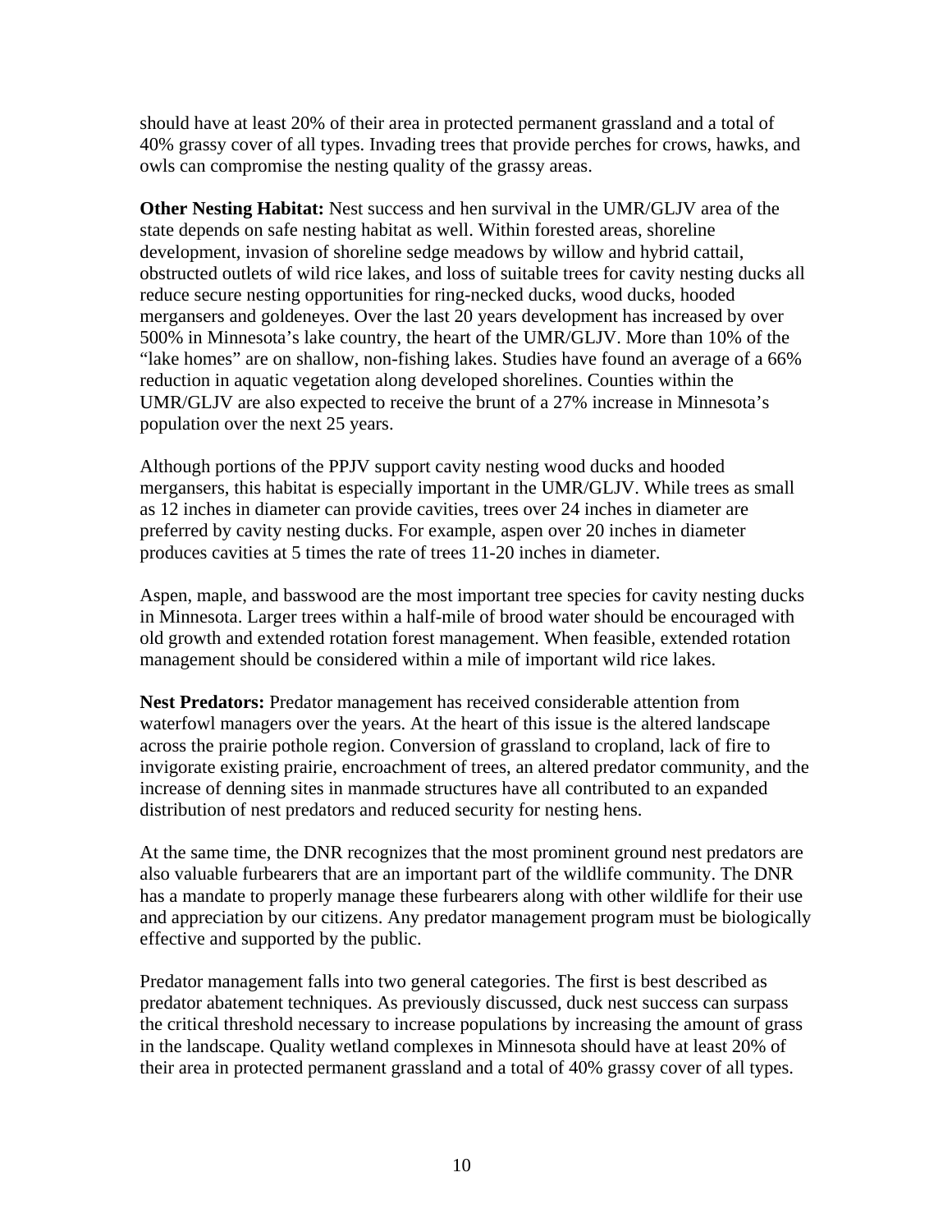should have at least 20% of their area in protected permanent grassland and a total of 40% grassy cover of all types. Invading trees that provide perches for crows, hawks, and owls can compromise the nesting quality of the grassy areas.

**Other Nesting Habitat:** Nest success and hen survival in the UMR/GLJV area of the state depends on safe nesting habitat as well. Within forested areas, shoreline development, invasion of shoreline sedge meadows by willow and hybrid cattail, obstructed outlets of wild rice lakes, and loss of suitable trees for cavity nesting ducks all reduce secure nesting opportunities for ring-necked ducks, wood ducks, hooded mergansers and goldeneyes. Over the last 20 years development has increased by over 500% in Minnesota's lake country, the heart of the UMR/GLJV. More than 10% of the "lake homes" are on shallow, non-fishing lakes. Studies have found an average of a 66% reduction in aquatic vegetation along developed shorelines. Counties within the UMR/GLJV are also expected to receive the brunt of a 27% increase in Minnesota's population over the next 25 years.

Although portions of the PPJV support cavity nesting wood ducks and hooded mergansers, this habitat is especially important in the UMR/GLJV. While trees as small as 12 inches in diameter can provide cavities, trees over 24 inches in diameter are preferred by cavity nesting ducks. For example, aspen over 20 inches in diameter produces cavities at 5 times the rate of trees 11-20 inches in diameter.

Aspen, maple, and basswood are the most important tree species for cavity nesting ducks in Minnesota. Larger trees within a half-mile of brood water should be encouraged with old growth and extended rotation forest management. When feasible, extended rotation management should be considered within a mile of important wild rice lakes.

**Nest Predators:** Predator management has received considerable attention from waterfowl managers over the years. At the heart of this issue is the altered landscape across the prairie pothole region. Conversion of grassland to cropland, lack of fire to invigorate existing prairie, encroachment of trees, an altered predator community, and the increase of denning sites in manmade structures have all contributed to an expanded distribution of nest predators and reduced security for nesting hens.

At the same time, the DNR recognizes that the most prominent ground nest predators are also valuable furbearers that are an important part of the wildlife community. The DNR has a mandate to properly manage these furbearers along with other wildlife for their use and appreciation by our citizens. Any predator management program must be biologically effective and supported by the public.

Predator management falls into two general categories. The first is best described as predator abatement techniques. As previously discussed, duck nest success can surpass the critical threshold necessary to increase populations by increasing the amount of grass in the landscape. Quality wetland complexes in Minnesota should have at least 20% of their area in protected permanent grassland and a total of 40% grassy cover of all types.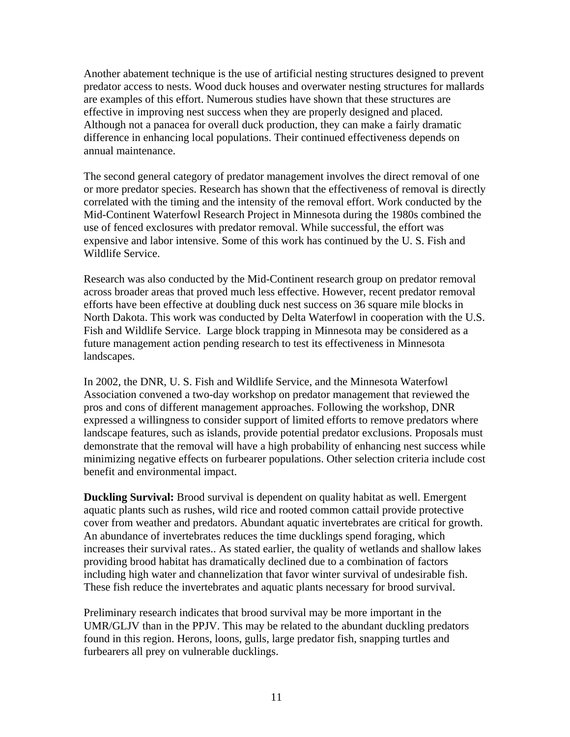Another abatement technique is the use of artificial nesting structures designed to prevent predator access to nests. Wood duck houses and overwater nesting structures for mallards are examples of this effort. Numerous studies have shown that these structures are effective in improving nest success when they are properly designed and placed. Although not a panacea for overall duck production, they can make a fairly dramatic difference in enhancing local populations. Their continued effectiveness depends on annual maintenance.

The second general category of predator management involves the direct removal of one or more predator species. Research has shown that the effectiveness of removal is directly correlated with the timing and the intensity of the removal effort. Work conducted by the Mid-Continent Waterfowl Research Project in Minnesota during the 1980s combined the use of fenced exclosures with predator removal. While successful, the effort was expensive and labor intensive. Some of this work has continued by the U. S. Fish and Wildlife Service.

Research was also conducted by the Mid-Continent research group on predator removal across broader areas that proved much less effective. However, recent predator removal efforts have been effective at doubling duck nest success on 36 square mile blocks in North Dakota. This work was conducted by Delta Waterfowl in cooperation with the U.S. Fish and Wildlife Service. Large block trapping in Minnesota may be considered as a future management action pending research to test its effectiveness in Minnesota landscapes.

In 2002, the DNR, U. S. Fish and Wildlife Service, and the Minnesota Waterfowl Association convened a two-day workshop on predator management that reviewed the pros and cons of different management approaches. Following the workshop, DNR expressed a willingness to consider support of limited efforts to remove predators where landscape features, such as islands, provide potential predator exclusions. Proposals must demonstrate that the removal will have a high probability of enhancing nest success while minimizing negative effects on furbearer populations. Other selection criteria include cost benefit and environmental impact.

**Duckling Survival:** Brood survival is dependent on quality habitat as well. Emergent aquatic plants such as rushes, wild rice and rooted common cattail provide protective cover from weather and predators. Abundant aquatic invertebrates are critical for growth. An abundance of invertebrates reduces the time ducklings spend foraging, which increases their survival rates.. As stated earlier, the quality of wetlands and shallow lakes providing brood habitat has dramatically declined due to a combination of factors including high water and channelization that favor winter survival of undesirable fish. These fish reduce the invertebrates and aquatic plants necessary for brood survival.

Preliminary research indicates that brood survival may be more important in the UMR/GLJV than in the PPJV. This may be related to the abundant duckling predators found in this region. Herons, loons, gulls, large predator fish, snapping turtles and furbearers all prey on vulnerable ducklings.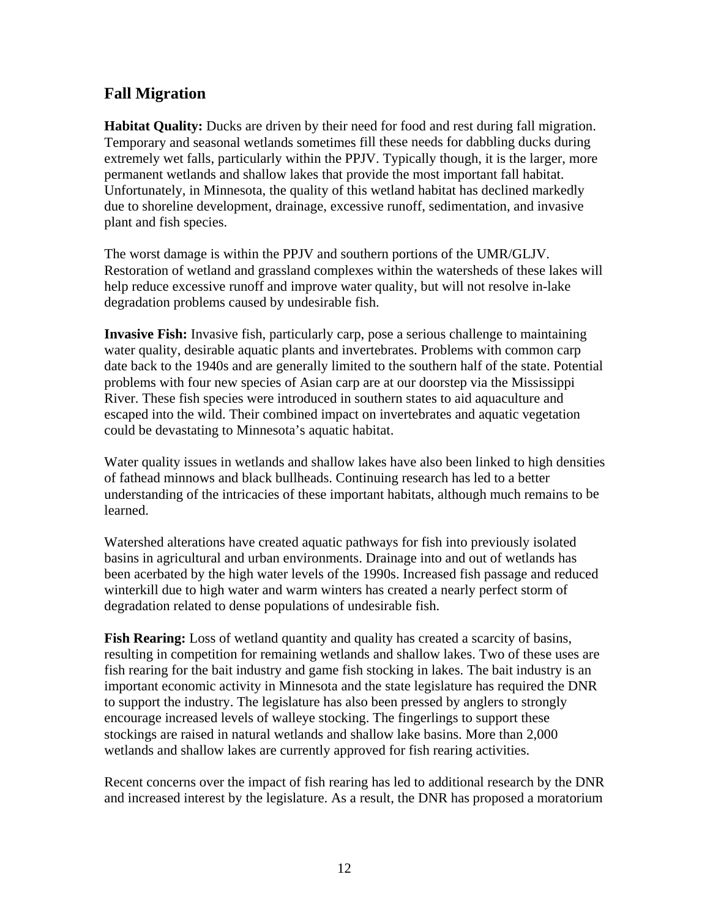## Fall Migration

**Habitat Quality:** Ducks are driven by their need for food and rest during fall migration. Temporary and seasonal wetlands sometimes fill these needs for dabbling ducks during extremely wet falls, particularly within the PPJV. Typically though, it is the larger, more permanent wetlands and shallow lakes that provide the most important fall habitat. Unfortunately, in Minnesota, the quality of this wetland habitat has declined markedly due to shoreline development, drainage, excessive runoff, sedimentation, and invasive plant and fish species.

The worst damage is within the PPJV and southern portions of the UMR/GLJV. Restoration of wetland and grassland complexes within the watersheds of these lakes will help reduce excessive runoff and improve water quality, but will not resolve in-lake degradation problems caused by undesirable fish.

**Invasive Fish:** Invasive fish, particularly carp, pose a serious challenge to maintaining water quality, desirable aquatic plants and invertebrates. Problems with common carp date back to the 1940s and are generally limited to the southern half of the state. Potential problems with four new species of Asian carp are at our doorstep via the Mississippi River. These fish species were introduced in southern states to aid aquaculture and escaped into the wild. Their combined impact on invertebrates and aquatic vegetation could be devastating to Minnesota's aquatic habitat.

Water quality issues in wetlands and shallow lakes have also been linked to high densities of fathead minnows and black bullheads. Continuing research has led to a better understanding of the intricacies of these important habitats, although much remains to be learned.

Watershed alterations have created aquatic pathways for fish into previously isolated basins in agricultural and urban environments. Drainage into and out of wetlands has been acerbated by the high water levels of the 1990s. Increased fish passage and reduced winterkill due to high water and warm winters has created a nearly perfect storm of degradation related to dense populations of undesirable fish.

**Fish Rearing:** Loss of wetland quantity and quality has created a scarcity of basins, resulting in competition for remaining wetlands and shallow lakes. Two of these uses are fish rearing for the bait industry and game fish stocking in lakes. The bait industry is an important economic activity in Minnesota and the state legislature has required the DNR to support the industry. The legislature has also been pressed by anglers to strongly encourage increased levels of walleye stocking. The fingerlings to support these stockings are raised in natural wetlands and shallow lake basins. More than 2,000 wetlands and shallow lakes are currently approved for fish rearing activities.

Recent concerns over the impact of fish rearing has led to additional research by the DNR and increased interest by the legislature. As a result, the DNR has proposed a moratorium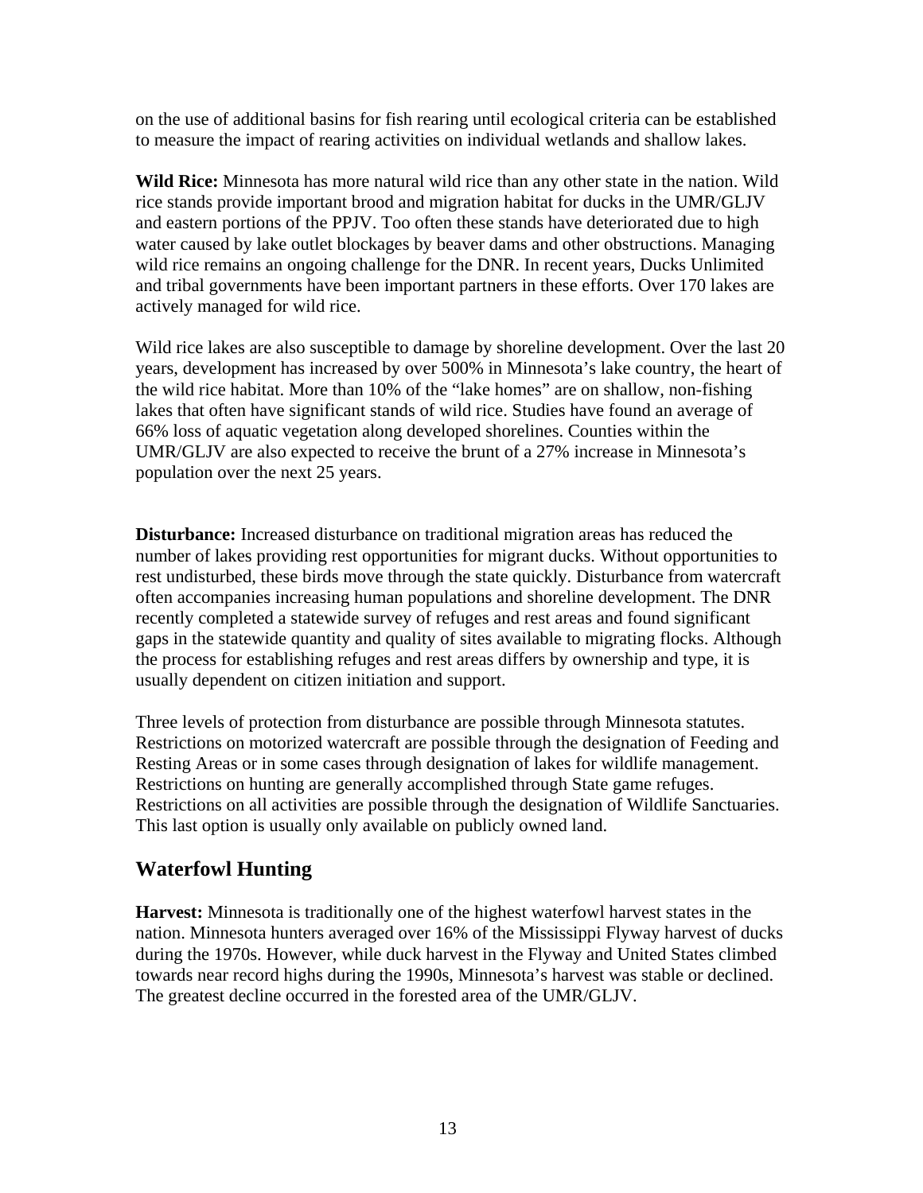on the use of additional basins for fish rearing until ecological criteria can be established to measure the impact of rearing activities on individual wetlands and shallow lakes.

**Wild Rice:** Minnesota has more natural wild rice than any other state in the nation. Wild rice stands provide important brood and migration habitat for ducks in the UMR/GLJV and eastern portions of the PPJV. Too often these stands have deteriorated due to high water caused by lake outlet blockages by beaver dams and other obstructions. Managing wild rice remains an ongoing challenge for the DNR. In recent years, Ducks Unlimited and tribal governments have been important partners in these efforts. Over 170 lakes are actively managed for wild rice.

Wild rice lakes are also susceptible to damage by shoreline development. Over the last 20 years, development has increased by over 500% in Minnesota's lake country, the heart of the wild rice habitat. More than 10% of the "lake homes" are on shallow, non-fishing lakes that often have significant stands of wild rice. Studies have found an average of 66% loss of aquatic vegetation along developed shorelines. Counties within the UMR/GLJV are also expected to receive the brunt of a 27% increase in Minnesota's population over the next 25 years.

**Disturbance:** Increased disturbance on traditional migration areas has reduced the number of lakes providing rest opportunities for migrant ducks. Without opportunities to rest undisturbed, these birds move through the state quickly. Disturbance from watercraft often accompanies increasing human populations and shoreline development. The DNR recently completed a statewide survey of refuges and rest areas and found significant gaps in the statewide quantity and quality of sites available to migrating flocks. Although the process for establishing refuges and rest areas differs by ownership and type, it is usually dependent on citizen initiation and support.

Three levels of protection from disturbance are possible through Minnesota statutes. Restrictions on motorized watercraft are possible through the designation of Feeding and Resting Areas or in some cases through designation of lakes for wildlife management. Restrictions on hunting are generally accomplished through State game refuges. Restrictions on all activities are possible through the designation of Wildlife Sanctuaries. This last option is usually only available on publicly owned land.

## Waterfowl Hunting

**Harvest:** Minnesota is traditionally one of the highest waterfowl harvest states in the nation. Minnesota hunters averaged over 16% of the Mississippi Flyway harvest of ducks during the 1970s. However, while duck harvest in the Flyway and United States climbed towards near record highs during the 1990s, Minnesota's harvest was stable or declined. The greatest decline occurred in the forested area of the UMR/GLJV.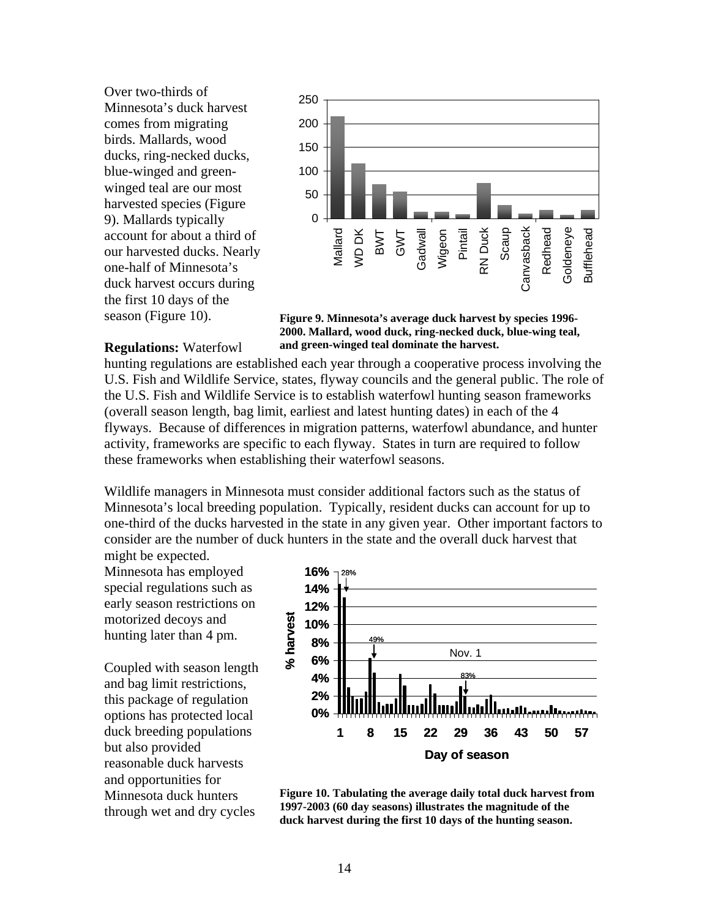Over two-thirds of Minnesota's duck harvest comes from migrating birds. Mallards, wood ducks, ring-necked ducks, blue-winged and green-winged teal are our most harvested species (Figure 9). Mallards typically account for about a third of our harvested ducks. Nearly one-half of Minnesota's duck harvest occurs during the first 10 days of the season (Figure 10).

**Figure 9. Minnesota's average duck harvest by species 1996-2000. Mallard, wood duck, ring-necked duck, blue-wing teal, and green-winged teal dominate the harvest.**

**Regulations:** Waterfowl hunting regulations are established each year through a cooperative process involving the U.S. Fish and Wildlife Service, states, flyway councils and the general public. The role of the U.S. Fish and Wildlife Service is to establish waterfowl hunting season frameworks (overall season length, bag limit, earliest and latest hunting dates) in each of the 4 flyways. Because of differences in migration patterns, waterfowl abundance, and hunter activity, frameworks are specific to each flyway. States in turn are required to follow these frameworks when establishing their waterfowl seasons.

Wildlife managers in Minnesota must consider additional factors such as the status of Minnesota's local breeding population. Typically, resident ducks can account for up to one-third of the ducks harvested in the state in any given year. Other important factors to consider are the number of duck hunters in the state and the overall duck harvest that might be expected. Minnesota has employed special regulations such as early season restrictions on motorized decoys and hunting later than 4 pm.

Coupled with season length and bag limit restrictions, this package of regulation options has protected local duck breeding populations but also provided reasonable duck harvests and opportunities for Minnesota duck hunters through wet and dry cycles

**Figure 10. Tabulating the average daily total duck harvest from 1997-2003 (60 day seasons) illustrates the magnitude of the duck harvest during the first 10 days of the hunting season.**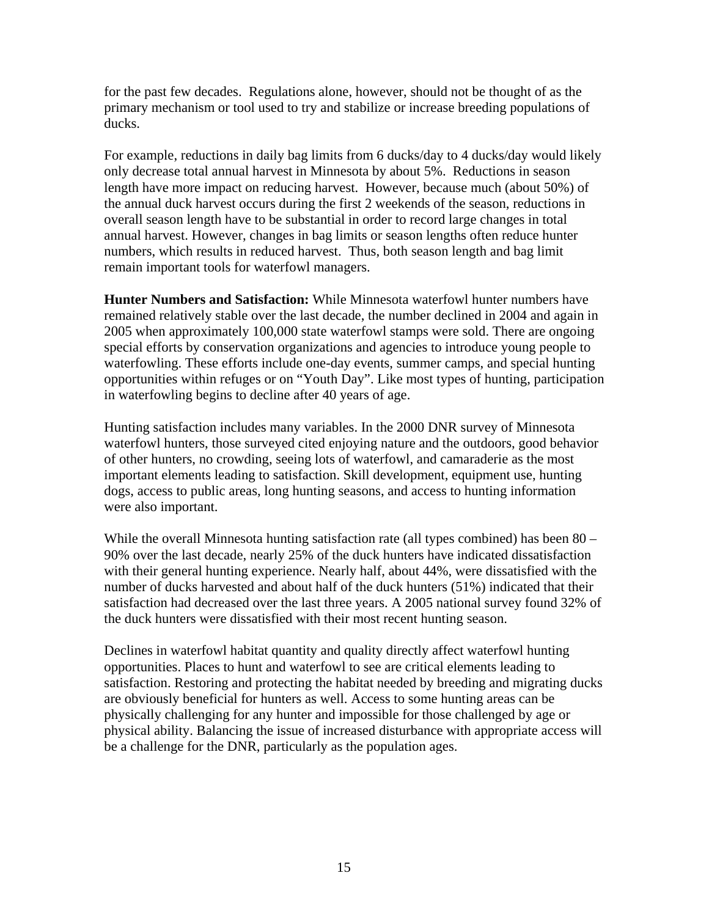for the past few decades. Regulations alone, however, should not be thought of as the primary mechanism or tool used to try and stabilize or increase breeding populations of ducks.

For example, reductions in daily bag limits from 6 ducks/day to 4 ducks/day would likely only decrease total annual harvest in Minnesota by about 5%. Reductions in season length have more impact on reducing harvest. However, because much (about 50%) of the annual duck harvest occurs during the first 2 weekends of the season, reductions in overall season length have to be substantial in order to record large changes in total annual harvest. However, changes in bag limits or season lengths often reduce hunter numbers, which results in reduced harvest. Thus, both season length and bag limit remain important tools for waterfowl managers.

**Hunter Numbers and Satisfaction:** While Minnesota waterfowl hunter numbers have remained relatively stable over the last decade, the number declined in 2004 and again in 2005 when approximately 100,000 state waterfowl stamps were sold. There are ongoing special efforts by conservation organizations and agencies to introduce young people to waterfowling. These efforts include one-day events, summer camps, and special hunting opportunities within refuges or on "Youth Day". Like most types of hunting, participation in waterfowling begins to decline after 40 years of age.

Hunting satisfaction includes many variables. In the 2000 DNR survey of Minnesota waterfowl hunters, those surveyed cited enjoying nature and the outdoors, good behavior of other hunters, no crowding, seeing lots of waterfowl, and camaraderie as the most important elements leading to satisfaction. Skill development, equipment use, hunting dogs, access to public areas, long hunting seasons, and access to hunting information were also important.

While the overall Minnesota hunting satisfaction rate (all types combined) has been 80 – 90% over the last decade, nearly 25% of the duck hunters have indicated dissatisfaction with their general hunting experience. Nearly half, about 44%, were dissatisfied with the number of ducks harvested and about half of the duck hunters (51%) indicated that their satisfaction had decreased over the last three years. A 2005 national survey found 32% of the duck hunters were dissatisfied with their most recent hunting season.

Declines in waterfowl habitat quantity and quality directly affect waterfowl hunting opportunities. Places to hunt and waterfowl to see are critical elements leading to satisfaction. Restoring and protecting the habitat needed by breeding and migrating ducks are obviously beneficial for hunters as well. Access to some hunting areas can be physically challenging for any hunter and impossible for those challenged by age or physical ability. Balancing the issue of increased disturbance with appropriate access will be a challenge for the DNR, particularly as the population ages.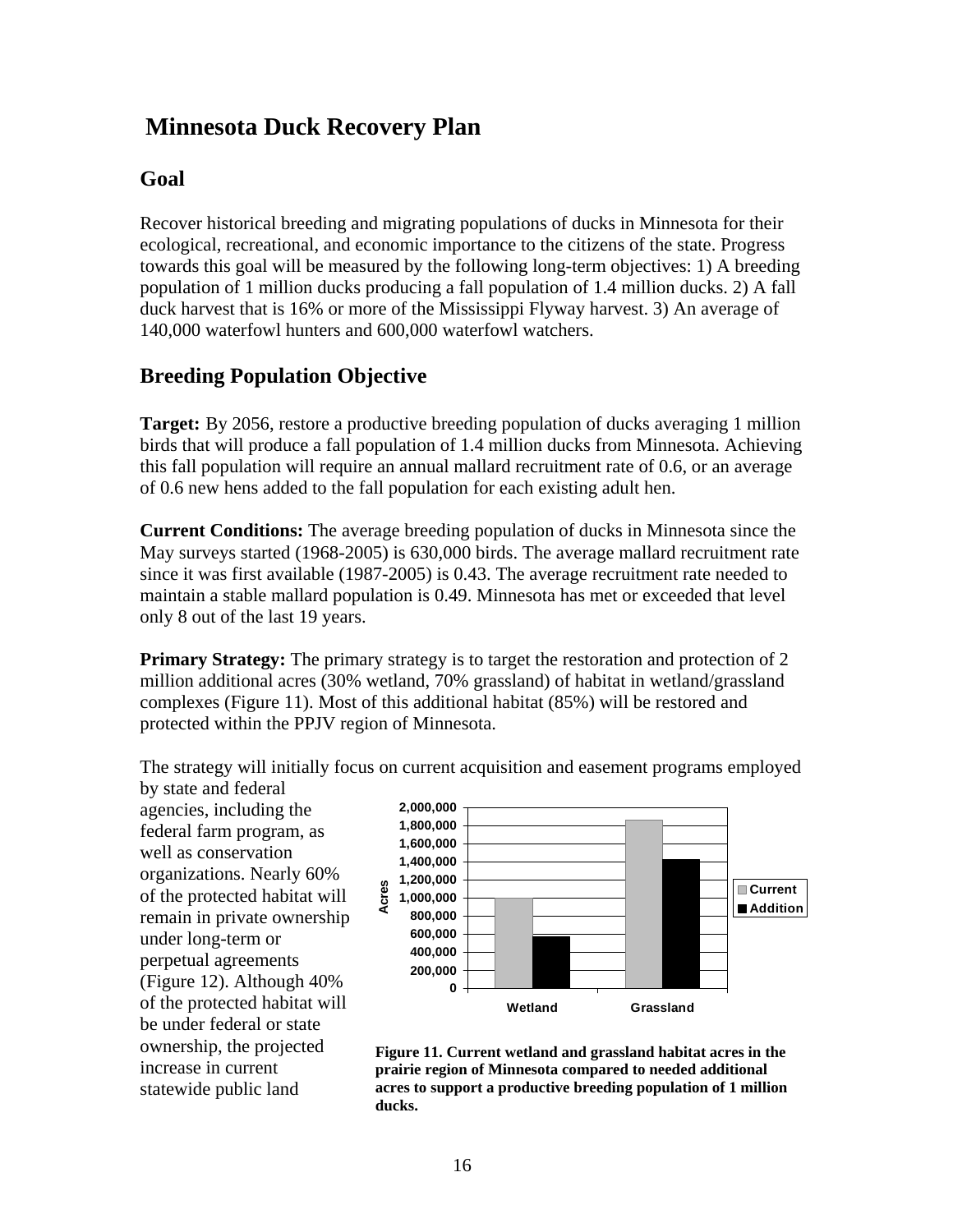# Minnesota Duck Recovery Plan

## Goal

Recover historical breeding and migrating populations of ducks in Minnesota for their ecological, recreational, and economic importance to the citizens of the state. Progress towards this goal will be measured by the following long-term objectives: 1) A breeding population of 1 million ducks producing a fall population of 1.4 million ducks. 2) A fall duck harvest that is 16% or more of the Mississippi Flyway harvest. 3) An average of 140,000 waterfowl hunters and 600,000 waterfowl watchers.

## Breeding Population Objective

**Target:** By 2056, restore a productive breeding population of ducks averaging 1 million birds that will produce a fall population of 1.4 million ducks from Minnesota. Achieving this fall population will require an annual mallard recruitment rate of 0.6, or an average of 0.6 new hens added to the fall population for each existing adult hen.

**Current Conditions:** The average breeding population of ducks in Minnesota since the May surveys started (1968-2005) is 630,000 birds. The average mallard recruitment rate since it was first available (1987-2005) is 0.43. The average recruitment rate needed to maintain a stable mallard population is 0.49. Minnesota has met or exceeded that level only 8 out of the last 19 years.

**Primary Strategy:** The primary strategy is to target the restoration and protection of 2 million additional acres (30% wetland, 70% grassland) of habitat in wetland/grassland complexes (Figure 11). Most of this additional habitat (85%) will be restored and protected within the PPJV region of Minnesota.

The strategy will initially focus on current acquisition and easement programs employed by state and federal agencies, including the federal farm program, as well as conservation organizations. Nearly 60% of the protected habitat will remain in private ownership under long-term or perpetual agreements (Figure 12). Although 40% of the protected habitat will be under federal or state ownership, the projected increase in current statewide public land

**Figure 11. Current wetland and grassland habitat acres in the prairie region of Minnesota compared to needed additional acres to support a productive breeding population of 1 million ducks.**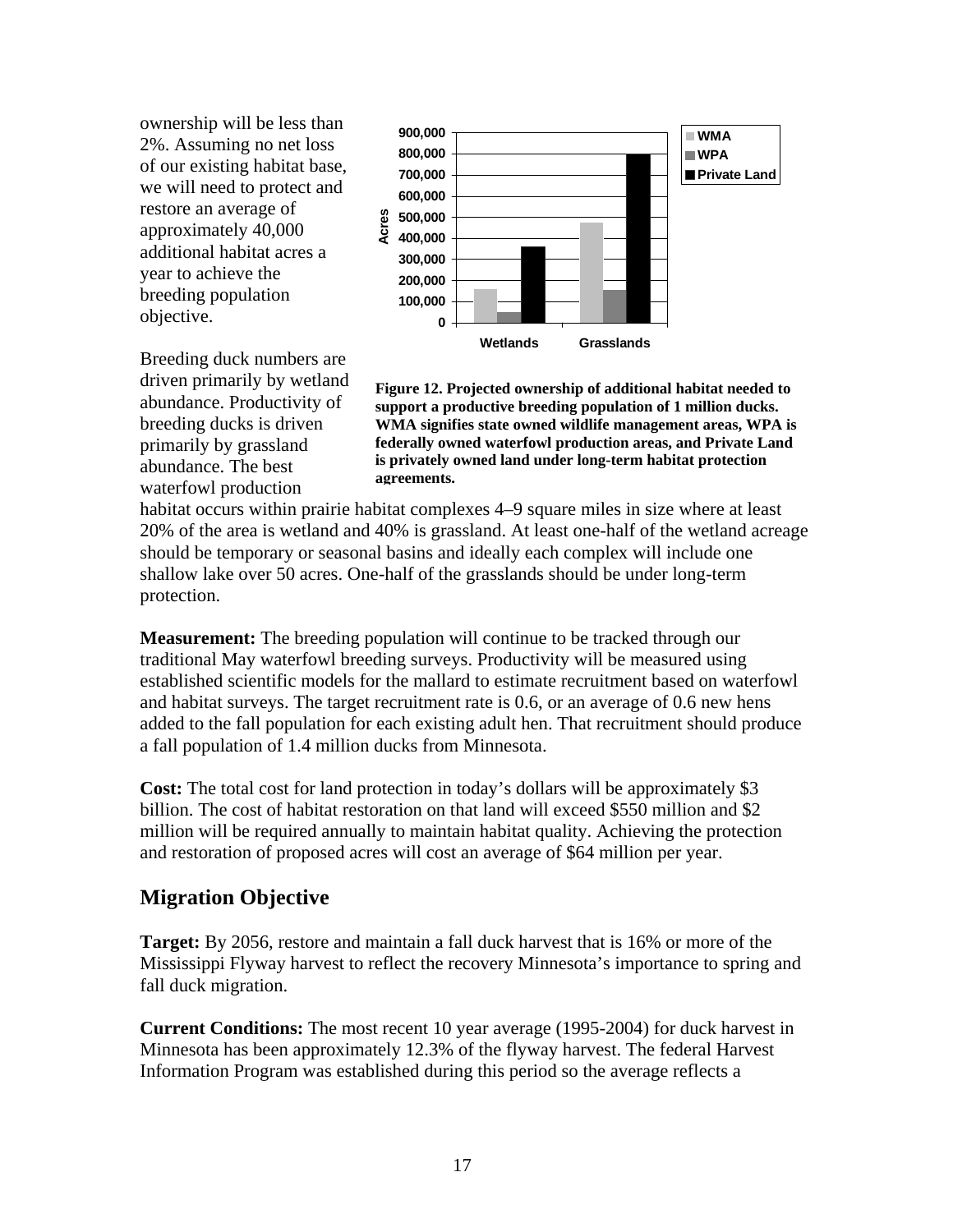ownership will be less than 2%. Assuming no net loss of our existing habitat base, we will need to protect and restore an average of approximately 40,000 additional habitat acres a year to achieve the breeding population objective.

**Figure 12. Projected ownership of additional habitat needed to support a productive breeding population of 1 million ducks. WMA signifies state owned wildlife management areas, WPA is federally owned waterfowl production areas, and Private Land is privately owned land under long-term habitat protection agreements.**

Breeding duck numbers are driven primarily by wetland abundance. Productivity of breeding ducks is driven primarily by grassland abundance. The best waterfowl production habitat occurs within prairie habitat complexes 4–9 square miles in size where at least 20% of the area is wetland and 40% is grassland. At least one-half of the wetland acreage should be temporary or seasonal basins and ideally each complex will include one shallow lake over 50 acres. One-half of the grasslands should be under long-term protection.

**Measurement:** The breeding population will continue to be tracked through our traditional May waterfowl breeding surveys. Productivity will be measured using established scientific models for the mallard to estimate recruitment based on waterfowl and habitat surveys. The target recruitment rate is 0.6, or an average of 0.6 new hens added to the fall population for each existing adult hen. That recruitment should produce a fall population of 1.4 million ducks from Minnesota.

**Cost:** The total cost for land protection in today's dollars will be approximately $3 billion. The cost of habitat restoration on that land will exceed $550 million and $2 million will be required annually to maintain habitat quality. Achieving the protection and restoration of proposed acres will cost an average of $64 million per year.

## Migration Objective

**Target:** By 2056, restore and maintain a fall duck harvest that is 16% or more of the Mississippi Flyway harvest to reflect the recovery Minnesota's importance to spring and fall duck migration.

**Current Conditions:** The most recent 10 year average (1995-2004) for duck harvest in Minnesota has been approximately 12.3% of the flyway harvest. The federal Harvest Information Program was established during this period so the average reflects a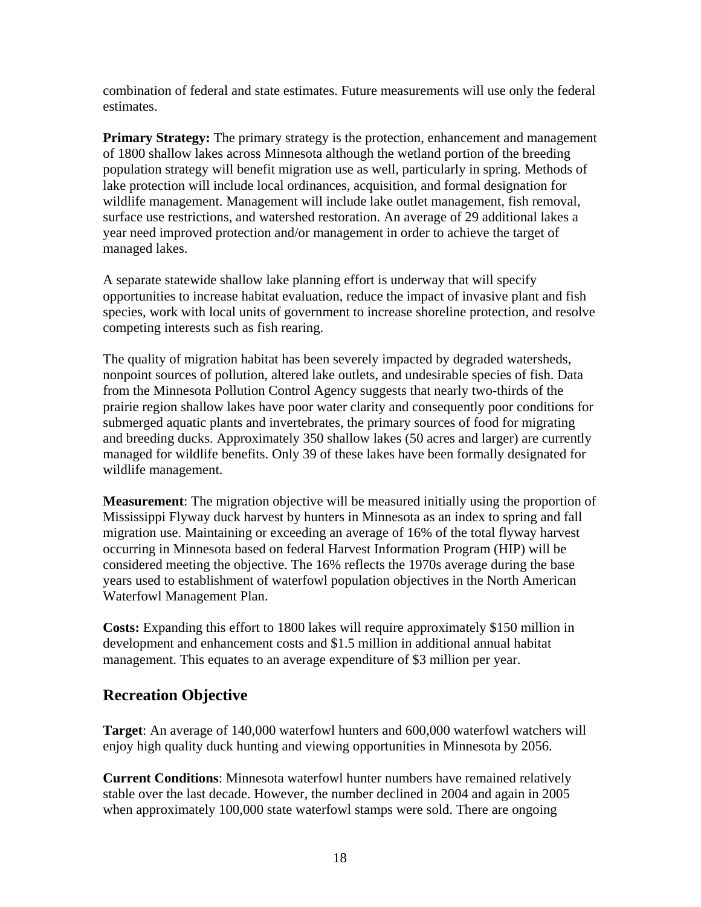combination of federal and state estimates. Future measurements will use only the federal estimates.

**Primary Strategy:** The primary strategy is the protection, enhancement and management of 1800 shallow lakes across Minnesota although the wetland portion of the breeding population strategy will benefit migration use as well, particularly in spring. Methods of lake protection will include local ordinances, acquisition, and formal designation for wildlife management. Management will include lake outlet management, fish removal, surface use restrictions, and watershed restoration. An average of 29 additional lakes a year need improved protection and/or management in order to achieve the target of managed lakes.

A separate statewide shallow lake planning effort is underway that will specify opportunities to increase habitat evaluation, reduce the impact of invasive plant and fish species, work with local units of government to increase shoreline protection, and resolve competing interests such as fish rearing.

The quality of migration habitat has been severely impacted by degraded watersheds, nonpoint sources of pollution, altered lake outlets, and undesirable species of fish. Data from the Minnesota Pollution Control Agency suggests that nearly two-thirds of the prairie region shallow lakes have poor water clarity and consequently poor conditions for submerged aquatic plants and invertebrates, the primary sources of food for migrating and breeding ducks. Approximately 350 shallow lakes (50 acres and larger) are currently managed for wildlife benefits. Only 39 of these lakes have been formally designated for wildlife management.

**Measurement**: The migration objective will be measured initially using the proportion of Mississippi Flyway duck harvest by hunters in Minnesota as an index to spring and fall migration use. Maintaining or exceeding an average of 16% of the total flyway harvest occurring in Minnesota based on federal Harvest Information Program (HIP) will be considered meeting the objective. The 16% reflects the 1970s average during the base years used to establishment of waterfowl population objectives in the North American Waterfowl Management Plan.

**Costs:** Expanding this effort to 1800 lakes will require approximately $150 million in development and enhancement costs and $1.5 million in additional annual habitat management. This equates to an average expenditure of $3 million per year.

## Recreation Objective

**Target**: An average of 140,000 waterfowl hunters and 600,000 waterfowl watchers will enjoy high quality duck hunting and viewing opportunities in Minnesota by 2056.

**Current Conditions**: Minnesota waterfowl hunter numbers have remained relatively stable over the last decade. However, the number declined in 2004 and again in 2005 when approximately 100,000 state waterfowl stamps were sold. There are ongoing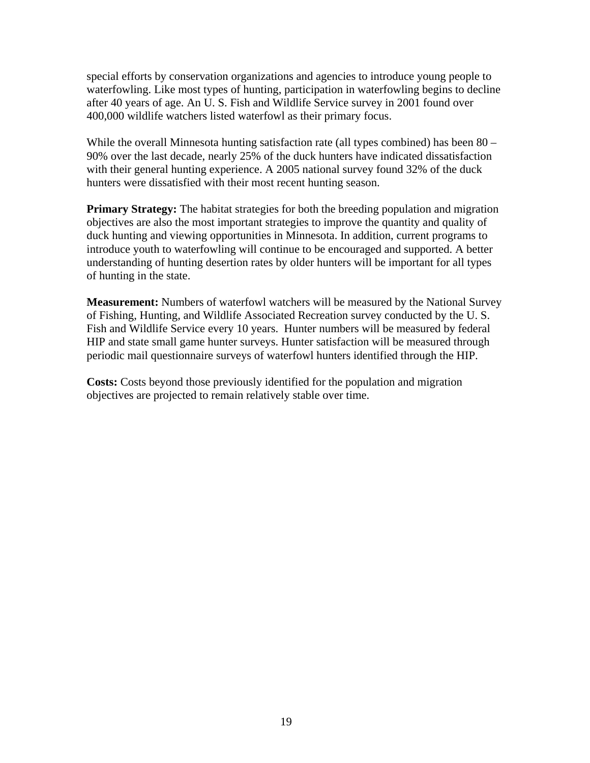special efforts by conservation organizations and agencies to introduce young people to waterfowling. Like most types of hunting, participation in waterfowling begins to decline after 40 years of age. An U. S. Fish and Wildlife Service survey in 2001 found over 400,000 wildlife watchers listed waterfowl as their primary focus.

While the overall Minnesota hunting satisfaction rate (all types combined) has been 80 – 90% over the last decade, nearly 25% of the duck hunters have indicated dissatisfaction with their general hunting experience. A 2005 national survey found 32% of the duck hunters were dissatisfied with their most recent hunting season.

**Primary Strategy:** The habitat strategies for both the breeding population and migration objectives are also the most important strategies to improve the quantity and quality of duck hunting and viewing opportunities in Minnesota. In addition, current programs to introduce youth to waterfowling will continue to be encouraged and supported. A better understanding of hunting desertion rates by older hunters will be important for all types of hunting in the state.

**Measurement:** Numbers of waterfowl watchers will be measured by the National Survey of Fishing, Hunting, and Wildlife Associated Recreation survey conducted by the U. S. Fish and Wildlife Service every 10 years. Hunter numbers will be measured by federal HIP and state small game hunter surveys. Hunter satisfaction will be measured through periodic mail questionnaire surveys of waterfowl hunters identified through the HIP.

**Costs:** Costs beyond those previously identified for the population and migration objectives are projected to remain relatively stable over time.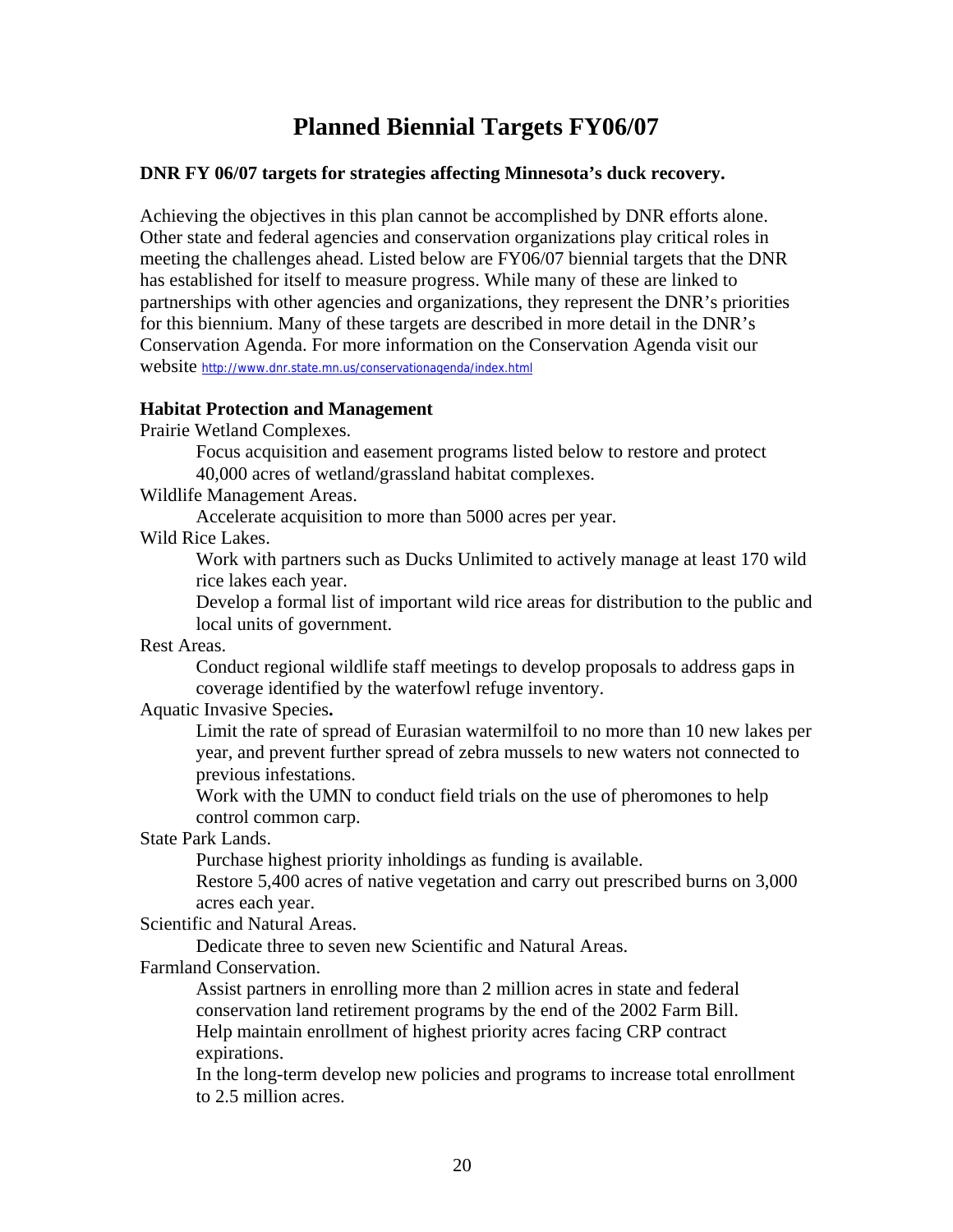# Planned Biennial Targets FY06/07

**DNR FY 06/07 targets for strategies affecting Minnesota's duck recovery.**

Achieving the objectives in this plan cannot be accomplished by DNR efforts alone. Other state and federal agencies and conservation organizations play critical roles in meeting the challenges ahead. Listed below are FY06/07 biennial targets that the DNR has established for itself to measure progress. While many of these are linked to partnerships with other agencies and organizations, they represent the DNR's priorities for this biennium. Many of these targets are described in more detail in the DNR's Conservation Agenda. For more information on the Conservation Agenda visit our website http://www.dnr.state.mn.us/conservationagenda/index.html

**Habitat Protection and Management**

Prairie Wetland Complexes.

> Focus acquisition and easement programs listed below to restore and protect 40,000 acres of wetland/grassland habitat complexes.

Wildlife Management Areas.

> Accelerate acquisition to more than 5000 acres per year.

Wild Rice Lakes.

> Work with partners such as Ducks Unlimited to actively manage at least 170 wild rice lakes each year.
>
> Develop a formal list of important wild rice areas for distribution to the public and local units of government.

Rest Areas.

> Conduct regional wildlife staff meetings to develop proposals to address gaps in coverage identified by the waterfowl refuge inventory.

Aquatic Invasive Species**.**

> Limit the rate of spread of Eurasian watermilfoil to no more than 10 new lakes per year, and prevent further spread of zebra mussels to new waters not connected to previous infestations.
>
> Work with the UMN to conduct field trials on the use of pheromones to help control common carp.

State Park Lands.

> Purchase highest priority inholdings as funding is available.
>
> Restore 5,400 acres of native vegetation and carry out prescribed burns on 3,000 acres each year.

Scientific and Natural Areas.

> Dedicate three to seven new Scientific and Natural Areas.

Farmland Conservation.

> Assist partners in enrolling more than 2 million acres in state and federal conservation land retirement programs by the end of the 2002 Farm Bill.
>
> Help maintain enrollment of highest priority acres facing CRP contract expirations.
>
> In the long-term develop new policies and programs to increase total enrollment to 2.5 million acres.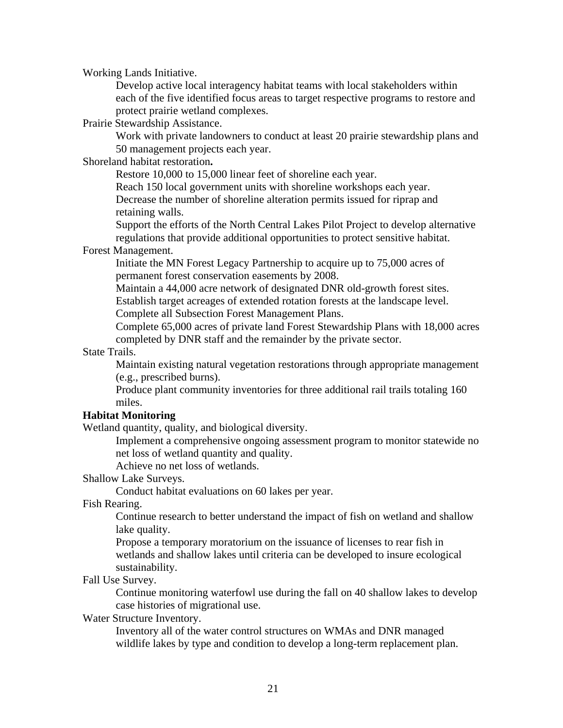Working Lands Initiative.

- Develop active local interagency habitat teams with local stakeholders within each of the five identified focus areas to target respective programs to restore and protect prairie wetland complexes.

Prairie Stewardship Assistance.

- Work with private landowners to conduct at least 20 prairie stewardship plans and 50 management projects each year.

Shoreland habitat restoration**.**

- Restore 10,000 to 15,000 linear feet of shoreline each year.
- Reach 150 local government units with shoreline workshops each year.
- Decrease the number of shoreline alteration permits issued for riprap and retaining walls.
- Support the efforts of the North Central Lakes Pilot Project to develop alternative regulations that provide additional opportunities to protect sensitive habitat.

Forest Management.

- Initiate the MN Forest Legacy Partnership to acquire up to 75,000 acres of permanent forest conservation easements by 2008.
- Maintain a 44,000 acre network of designated DNR old-growth forest sites.
- Establish target acreages of extended rotation forests at the landscape level.
- Complete all Subsection Forest Management Plans.
- Complete 65,000 acres of private land Forest Stewardship Plans with 18,000 acres completed by DNR staff and the remainder by the private sector.

State Trails.

- Maintain existing natural vegetation restorations through appropriate management (e.g., prescribed burns).
- Produce plant community inventories for three additional rail trails totaling 160 miles.

**Habitat Monitoring**

Wetland quantity, quality, and biological diversity.

- Implement a comprehensive ongoing assessment program to monitor statewide no net loss of wetland quantity and quality.
- Achieve no net loss of wetlands.

Shallow Lake Surveys.

- Conduct habitat evaluations on 60 lakes per year.

Fish Rearing.

- Continue research to better understand the impact of fish on wetland and shallow lake quality.
- Propose a temporary moratorium on the issuance of licenses to rear fish in wetlands and shallow lakes until criteria can be developed to insure ecological sustainability.

Fall Use Survey.

- Continue monitoring waterfowl use during the fall on 40 shallow lakes to develop case histories of migrational use.

Water Structure Inventory.

- Inventory all of the water control structures on WMAs and DNR managed wildlife lakes by type and condition to develop a long-term replacement plan.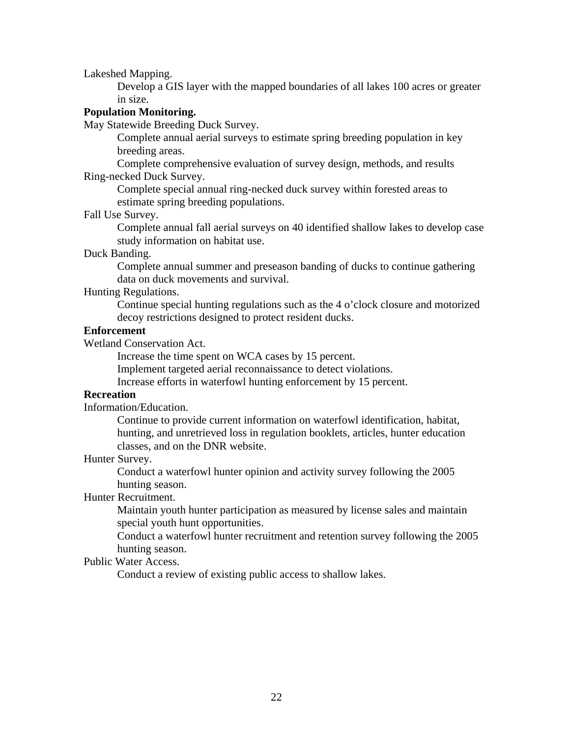Lakeshed Mapping.

Develop a GIS layer with the mapped boundaries of all lakes 100 acres or greater in size.

**Population Monitoring.**

May Statewide Breeding Duck Survey.

Complete annual aerial surveys to estimate spring breeding population in key breeding areas.

Complete comprehensive evaluation of survey design, methods, and results

Ring-necked Duck Survey.

Complete special annual ring-necked duck survey within forested areas to estimate spring breeding populations.

Fall Use Survey.

Complete annual fall aerial surveys on 40 identified shallow lakes to develop case study information on habitat use.

Duck Banding.

Complete annual summer and preseason banding of ducks to continue gathering data on duck movements and survival.

Hunting Regulations.

Continue special hunting regulations such as the 4 o'clock closure and motorized decoy restrictions designed to protect resident ducks.

**Enforcement**

Wetland Conservation Act.

Increase the time spent on WCA cases by 15 percent.

Implement targeted aerial reconnaissance to detect violations.

Increase efforts in waterfowl hunting enforcement by 15 percent.

**Recreation**

Information/Education.

Continue to provide current information on waterfowl identification, habitat, hunting, and unretrieved loss in regulation booklets, articles, hunter education classes, and on the DNR website.

Hunter Survey.

Conduct a waterfowl hunter opinion and activity survey following the 2005 hunting season.

Hunter Recruitment.

Maintain youth hunter participation as measured by license sales and maintain special youth hunt opportunities.

Conduct a waterfowl hunter recruitment and retention survey following the 2005 hunting season.

Public Water Access.

Conduct a review of existing public access to shallow lakes.